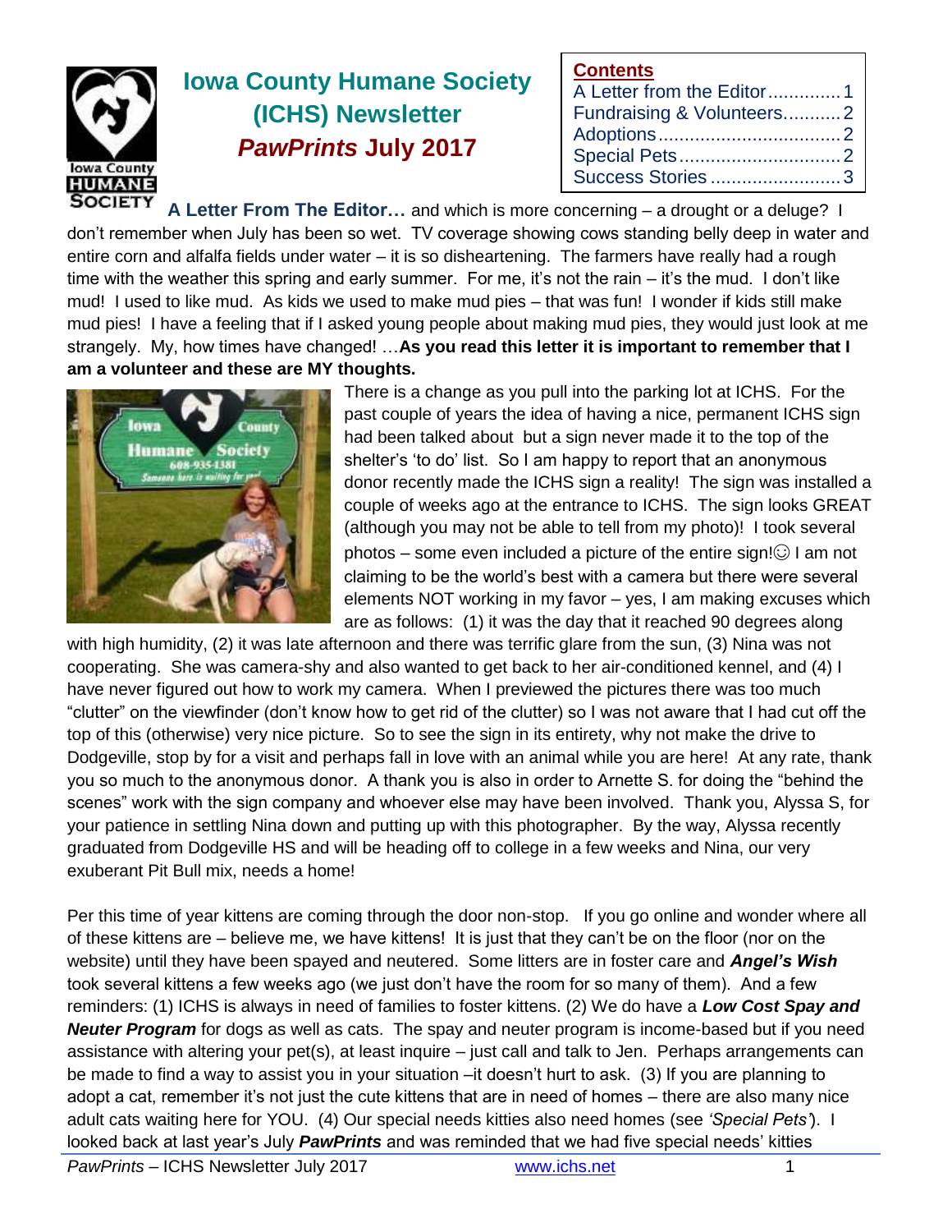# Iowa County Humane Society (ICHS) Newsletter

## *PawPrints* July 2017

**Contents**

- A Letter from the Editor .............. 1
- Fundraising & Volunteers ........... 2
- Adoptions .................................. 2
- Special Pets ............................... 2
- Success Stories ......................... 3

**A Letter From The Editor…** and which is more concerning – a drought or a deluge? I don't remember when July has been so wet. TV coverage showing cows standing belly deep in water and entire corn and alfalfa fields under water – it is so disheartening. The farmers have really had a rough time with the weather this spring and early summer. For me, it's not the rain – it's the mud. I don't like mud! I used to like mud. As kids we used to make mud pies – that was fun! I wonder if kids still make mud pies! I have a feeling that if I asked young people about making mud pies, they would just look at me strangely. My, how times have changed! …**As you read this letter it is important to remember that I am a volunteer and these are MY thoughts.**

There is a change as you pull into the parking lot at ICHS. For the past couple of years the idea of having a nice, permanent ICHS sign had been talked about but a sign never made it to the top of the shelter's 'to do' list. So I am happy to report that an anonymous donor recently made the ICHS sign a reality! The sign was installed a couple of weeks ago at the entrance to ICHS. The sign looks GREAT (although you may not be able to tell from my photo)! I took several photos – some even included a picture of the entire sign!☺ I am not claiming to be the world's best with a camera but there were several elements NOT working in my favor – yes, I am making excuses which are as follows: (1) it was the day that it reached 90 degrees along with high humidity, (2) it was late afternoon and there was terrific glare from the sun, (3) Nina was not cooperating. She was camera-shy and also wanted to get back to her air-conditioned kennel, and (4) I have never figured out how to work my camera. When I previewed the pictures there was too much "clutter" on the viewfinder (don't know how to get rid of the clutter) so I was not aware that I had cut off the top of this (otherwise) very nice picture. So to see the sign in its entirety, why not make the drive to Dodgeville, stop by for a visit and perhaps fall in love with an animal while you are here! At any rate, thank you so much to the anonymous donor. A thank you is also in order to Arnette S. for doing the "behind the scenes" work with the sign company and whoever else may have been involved. Thank you, Alyssa S, for your patience in settling Nina down and putting up with this photographer. By the way, Alyssa recently graduated from Dodgeville HS and will be heading off to college in a few weeks and Nina, our very exuberant Pit Bull mix, needs a home!

Per this time of year kittens are coming through the door non-stop. If you go online and wonder where all of these kittens are – believe me, we have kittens! It is just that they can't be on the floor (nor on the website) until they have been spayed and neutered. Some litters are in foster care and ***Angel's Wish*** took several kittens a few weeks ago (we just don't have the room for so many of them). And a few reminders: (1) ICHS is always in need of families to foster kittens. (2) We do have a ***Low Cost Spay and Neuter Program*** for dogs as well as cats. The spay and neuter program is income-based but if you need assistance with altering your pet(s), at least inquire – just call and talk to Jen. Perhaps arrangements can be made to find a way to assist you in your situation –it doesn't hurt to ask. (3) If you are planning to adopt a cat, remember it's not just the cute kittens that are in need of homes – there are also many nice adult cats waiting here for YOU. (4) Our special needs kitties also need homes (see *'Special Pets'*). I looked back at last year's July ***PawPrints*** and was reminded that we had five special needs' kitties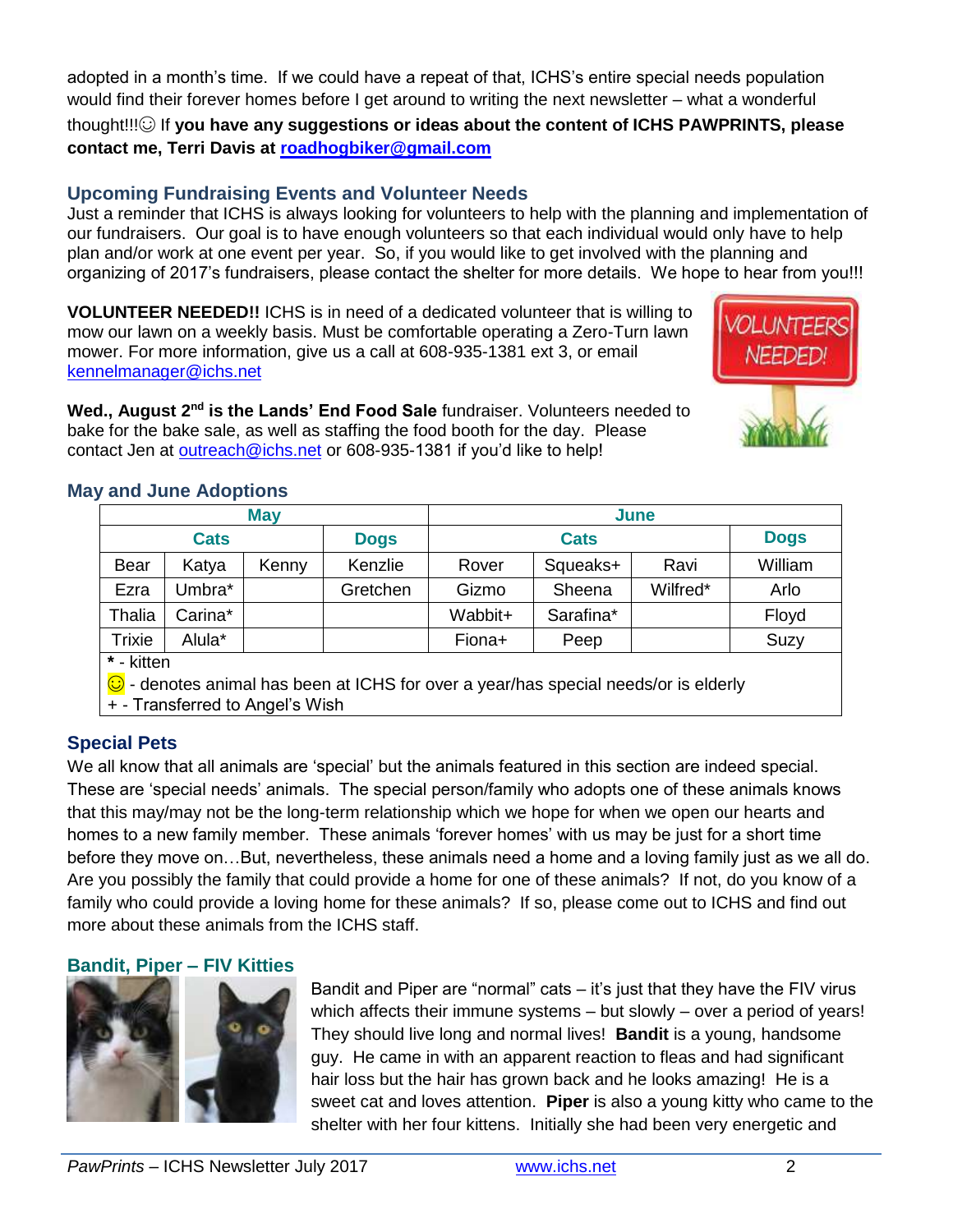adopted in a month's time. If we could have a repeat of that, ICHS's entire special needs population would find their forever homes before I get around to writing the next newsletter – what a wonderful thought!!!☺ If **you have any suggestions or ideas about the content of ICHS PAWPRINTS, please contact me, Terri Davis at roadhogbiker@gmail.com**

## Upcoming Fundraising Events and Volunteer Needs

Just a reminder that ICHS is always looking for volunteers to help with the planning and implementation of our fundraisers. Our goal is to have enough volunteers so that each individual would only have to help plan and/or work at one event per year. So, if you would like to get involved with the planning and organizing of 2017's fundraisers, please contact the shelter for more details. We hope to hear from you!!!

**VOLUNTEER NEEDED!!** ICHS is in need of a dedicated volunteer that is willing to mow our lawn on a weekly basis. Must be comfortable operating a Zero-Turn lawn mower. For more information, give us a call at 608-935-1381 ext 3, or email kennelmanager@ichs.net

**Wed., August 2nd is the Lands' End Food Sale** fundraiser. Volunteers needed to bake for the bake sale, as well as staffing the food booth for the day. Please contact Jen at outreach@ichs.net or 608-935-1381 if you'd like to help!

## May and June Adoptions

| May | | | | June | | | |
|---|---|---|---|---|---|---|---|
| Cats | | | Dogs | Cats | | | Dogs |
| Bear | Katya | Kenny | Kenzlie | Rover | Squeaks+ | Ravi | William |
| Ezra | Umbra* | | Gretchen | Gizmo | Sheena | Wilfred* | Arlo |
| Thalia | Carina* | | | Wabbit+ | Sarafina* | | Floyd |
| Trixie | Alula* | | | Fiona+ | Peep | | Suzy |

**\*** - kitten
☺ - denotes animal has been at ICHS for over a year/has special needs/or is elderly
\+ - Transferred to Angel's Wish

## Special Pets

We all know that all animals are 'special' but the animals featured in this section are indeed special. These are 'special needs' animals. The special person/family who adopts one of these animals knows that this may/may not be the long-term relationship which we hope for when we open our hearts and homes to a new family member. These animals 'forever homes' with us may be just for a short time before they move on…But, nevertheless, these animals need a home and a loving family just as we all do. Are you possibly the family that could provide a home for one of these animals? If not, do you know of a family who could provide a loving home for these animals? If so, please come out to ICHS and find out more about these animals from the ICHS staff.

### Bandit, Piper – FIV Kitties

Bandit and Piper are "normal" cats – it's just that they have the FIV virus which affects their immune systems – but slowly – over a period of years! They should live long and normal lives! **Bandit** is a young, handsome guy. He came in with an apparent reaction to fleas and had significant hair loss but the hair has grown back and he looks amazing! He is a sweet cat and loves attention. **Piper** is also a young kitty who came to the shelter with her four kittens. Initially she had been very energetic and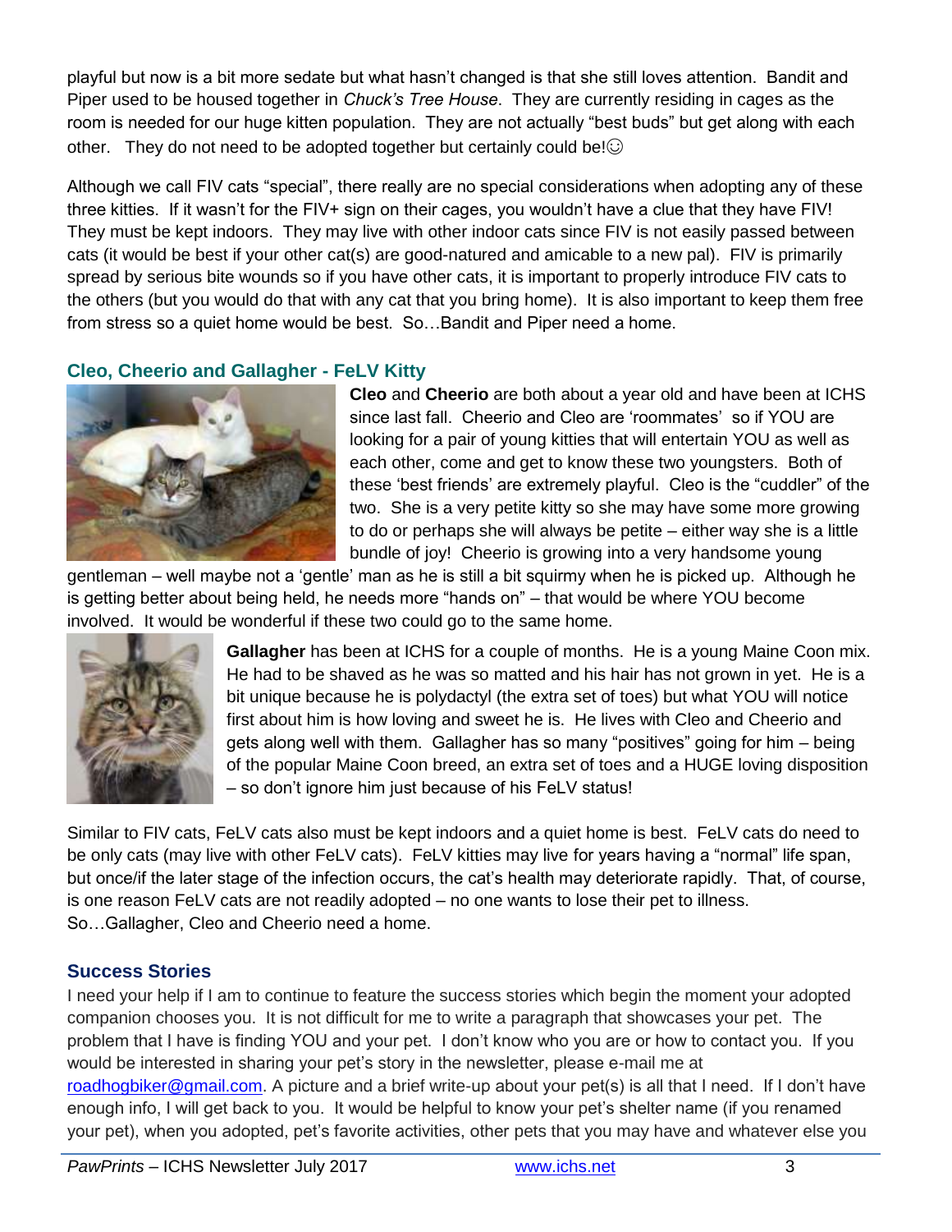playful but now is a bit more sedate but what hasn't changed is that she still loves attention. Bandit and Piper used to be housed together in *Chuck's Tree House*. They are currently residing in cages as the room is needed for our huge kitten population. They are not actually "best buds" but get along with each other. They do not need to be adopted together but certainly could be!☺

Although we call FIV cats "special", there really are no special considerations when adopting any of these three kitties. If it wasn't for the FIV+ sign on their cages, you wouldn't have a clue that they have FIV! They must be kept indoors. They may live with other indoor cats since FIV is not easily passed between cats (it would be best if your other cat(s) are good-natured and amicable to a new pal). FIV is primarily spread by serious bite wounds so if you have other cats, it is important to properly introduce FIV cats to the others (but you would do that with any cat that you bring home). It is also important to keep them free from stress so a quiet home would be best. So…Bandit and Piper need a home.

### Cleo, Cheerio and Gallagher - FeLV Kitty

**Cleo** and **Cheerio** are both about a year old and have been at ICHS since last fall. Cheerio and Cleo are 'roommates' so if YOU are looking for a pair of young kitties that will entertain YOU as well as each other, come and get to know these two youngsters. Both of these 'best friends' are extremely playful. Cleo is the "cuddler" of the two. She is a very petite kitty so she may have some more growing to do or perhaps she will always be petite – either way she is a little bundle of joy! Cheerio is growing into a very handsome young gentleman – well maybe not a 'gentle' man as he is still a bit squirmy when he is picked up. Although he is getting better about being held, he needs more "hands on" – that would be where YOU become involved. It would be wonderful if these two could go to the same home.

**Gallagher** has been at ICHS for a couple of months. He is a young Maine Coon mix. He had to be shaved as he was so matted and his hair has not grown in yet. He is a bit unique because he is polydactyl (the extra set of toes) but what YOU will notice first about him is how loving and sweet he is. He lives with Cleo and Cheerio and gets along well with them. Gallagher has so many "positives" going for him – being of the popular Maine Coon breed, an extra set of toes and a HUGE loving disposition – so don't ignore him just because of his FeLV status!

Similar to FIV cats, FeLV cats also must be kept indoors and a quiet home is best. FeLV cats do need to be only cats (may live with other FeLV cats). FeLV kitties may live for years having a "normal" life span, but once/if the later stage of the infection occurs, the cat's health may deteriorate rapidly. That, of course, is one reason FeLV cats are not readily adopted – no one wants to lose their pet to illness. So…Gallagher, Cleo and Cheerio need a home.

### Success Stories

I need your help if I am to continue to feature the success stories which begin the moment your adopted companion chooses you. It is not difficult for me to write a paragraph that showcases your pet. The problem that I have is finding YOU and your pet. I don't know who you are or how to contact you. If you would be interested in sharing your pet's story in the newsletter, please e-mail me at roadhogbiker@gmail.com. A picture and a brief write-up about your pet(s) is all that I need. If I don't have enough info, I will get back to you. It would be helpful to know your pet's shelter name (if you renamed your pet), when you adopted, pet's favorite activities, other pets that you may have and whatever else you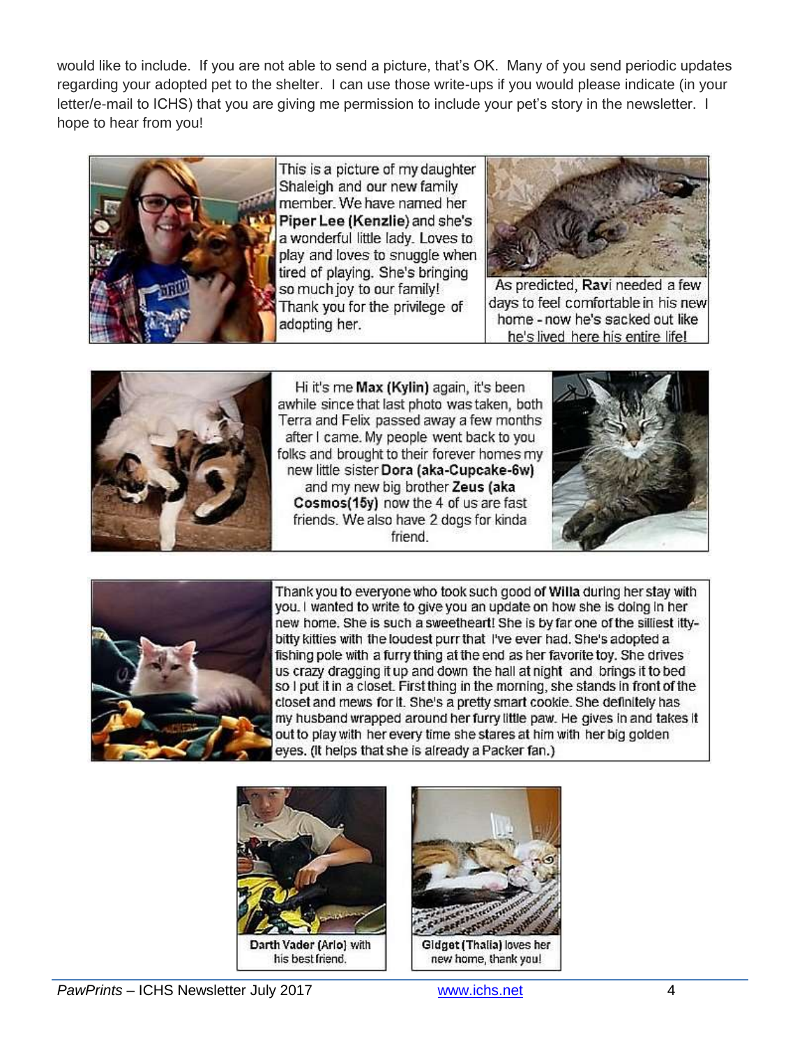would like to include. If you are not able to send a picture, that's OK. Many of you send periodic updates regarding your adopted pet to the shelter. I can use those write-ups if you would please indicate (in your letter/e-mail to ICHS) that you are giving me permission to include your pet's story in the newsletter. I hope to hear from you!

This is a picture of my daughter Shaleigh and our new family member. We have named her **Piper Lee (Kenzlie)** and she's a wonderful little lady. Loves to play and loves to snuggle when tired of playing. She's bringing so much joy to our family! Thank you for the privilege of adopting her.

As predicted, **Ravi** needed a few days to feel comfortable in his new home - now he's sacked out like he's lived here his entire life!

Hi it's me **Max (Kylin)** again, it's been awhile since that last photo was taken, both Terra and Felix passed away a few months after I came. My people went back to you folks and brought to their forever homes my new little sister **Dora (aka-Cupcake-6w)** and my new big brother **Zeus (aka Cosmos(15y)** now the 4 of us are fast friends. We also have 2 dogs for kinda friend.

Thank you to everyone who took such good of **Willa** during her stay with you. I wanted to write to give you an update on how she is doing in her new home. She is such a sweetheart! She is by far one of the silliest itty-bitty kitties with the loudest purr that I've ever had. She's adopted a fishing pole with a furry thing at the end as her favorite toy. She drives us crazy dragging it up and down the hall at night and brings it to bed so I put it in a closet. First thing in the morning, she stands in front of the closet and mews for it. She's a pretty smart cookie. She definitely has my husband wrapped around her furry little paw. He gives in and takes it out to play with her every time she stares at him with her big golden eyes. (It helps that she is already a Packer fan.)

**Darth Vader (Arlo)** with his best friend.

**Gidget (Thalia)** loves her new home, thank you!